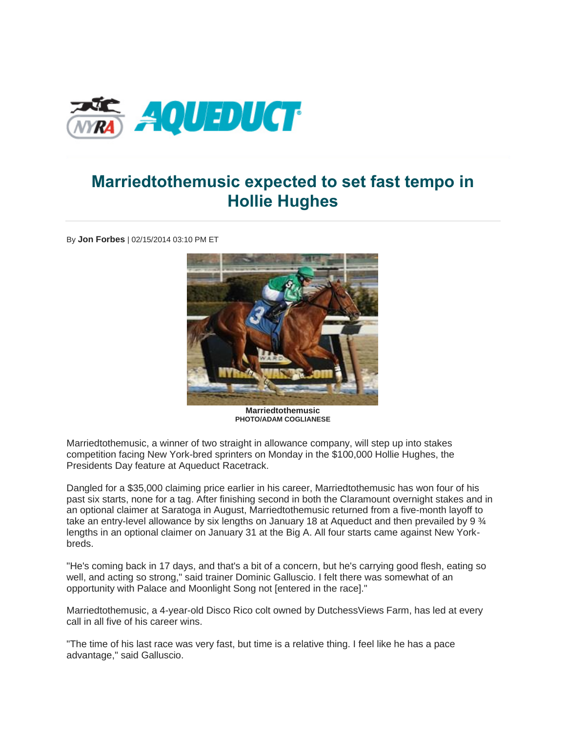# Marriedtothemusic expected to set fast tempo in Hollie Hughes

By **Jon Forbes** | 02/15/2014 03:10 PM ET

**Marriedtothemusic**
**PHOTO/ADAM COGLIANESE**

Marriedtothemusic, a winner of two straight in allowance company, will step up into stakes competition facing New York-bred sprinters on Monday in the $100,000 Hollie Hughes, the Presidents Day feature at Aqueduct Racetrack.

Dangled for a $35,000 claiming price earlier in his career, Marriedtothemusic has won four of his past six starts, none for a tag. After finishing second in both the Claramount overnight stakes and in an optional claimer at Saratoga in August, Marriedtothemusic returned from a five-month layoff to take an entry-level allowance by six lengths on January 18 at Aqueduct and then prevailed by 9 ¾ lengths in an optional claimer on January 31 at the Big A. All four starts came against New York-breds.

"He's coming back in 17 days, and that's a bit of a concern, but he's carrying good flesh, eating so well, and acting so strong," said trainer Dominic Galluscio. I felt there was somewhat of an opportunity with Palace and Moonlight Song not [entered in the race]."

Marriedtothemusic, a 4-year-old Disco Rico colt owned by DutchessViews Farm, has led at every call in all five of his career wins.

"The time of his last race was very fast, but time is a relative thing. I feel like he has a pace advantage," said Galluscio.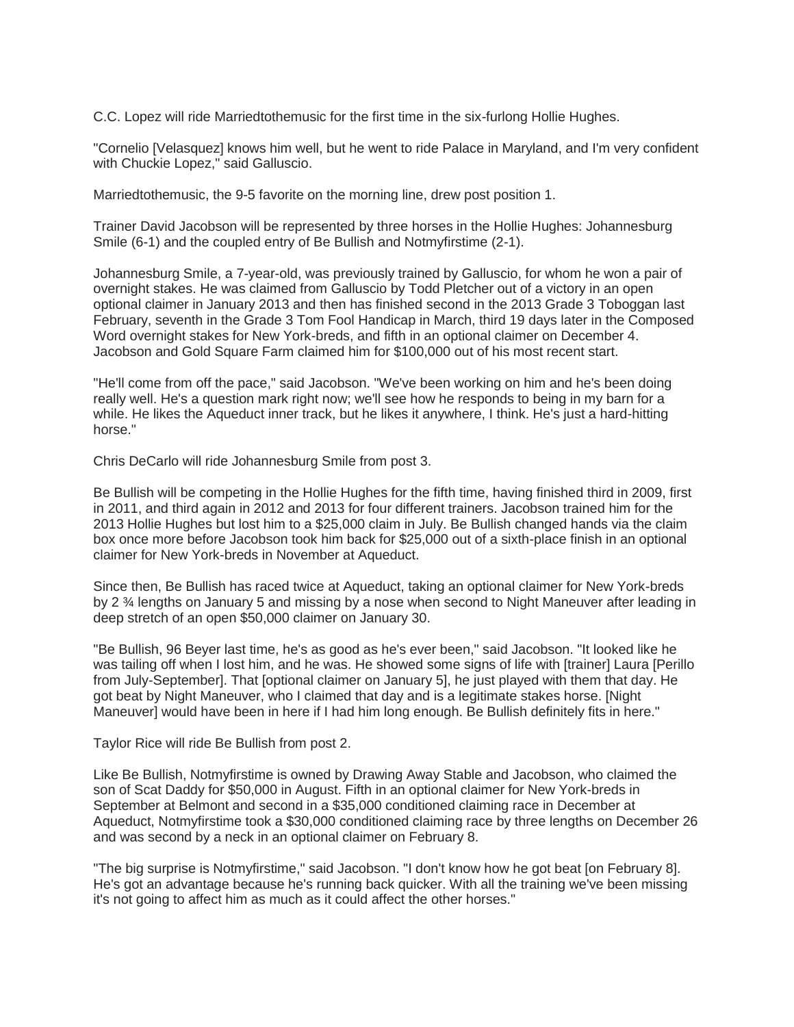C.C. Lopez will ride Marriedtothemusic for the first time in the six-furlong Hollie Hughes.

"Cornelio [Velasquez] knows him well, but he went to ride Palace in Maryland, and I'm very confident with Chuckie Lopez," said Galluscio.

Marriedtothemusic, the 9-5 favorite on the morning line, drew post position 1.

Trainer David Jacobson will be represented by three horses in the Hollie Hughes: Johannesburg Smile (6-1) and the coupled entry of Be Bullish and Notmyfirstime (2-1).

Johannesburg Smile, a 7-year-old, was previously trained by Galluscio, for whom he won a pair of overnight stakes. He was claimed from Galluscio by Todd Pletcher out of a victory in an open optional claimer in January 2013 and then has finished second in the 2013 Grade 3 Toboggan last February, seventh in the Grade 3 Tom Fool Handicap in March, third 19 days later in the Composed Word overnight stakes for New York-breds, and fifth in an optional claimer on December 4. Jacobson and Gold Square Farm claimed him for $100,000 out of his most recent start.

"He'll come from off the pace," said Jacobson. "We've been working on him and he's been doing really well. He's a question mark right now; we'll see how he responds to being in my barn for a while. He likes the Aqueduct inner track, but he likes it anywhere, I think. He's just a hard-hitting horse."

Chris DeCarlo will ride Johannesburg Smile from post 3.

Be Bullish will be competing in the Hollie Hughes for the fifth time, having finished third in 2009, first in 2011, and third again in 2012 and 2013 for four different trainers. Jacobson trained him for the 2013 Hollie Hughes but lost him to a $25,000 claim in July. Be Bullish changed hands via the claim box once more before Jacobson took him back for $25,000 out of a sixth-place finish in an optional claimer for New York-breds in November at Aqueduct.

Since then, Be Bullish has raced twice at Aqueduct, taking an optional claimer for New York-breds by 2 ¾ lengths on January 5 and missing by a nose when second to Night Maneuver after leading in deep stretch of an open $50,000 claimer on January 30.

"Be Bullish, 96 Beyer last time, he's as good as he's ever been," said Jacobson. "It looked like he was tailing off when I lost him, and he was. He showed some signs of life with [trainer] Laura [Perillo from July-September]. That [optional claimer on January 5], he just played with them that day. He got beat by Night Maneuver, who I claimed that day and is a legitimate stakes horse. [Night Maneuver] would have been in here if I had him long enough. Be Bullish definitely fits in here."

Taylor Rice will ride Be Bullish from post 2.

Like Be Bullish, Notmyfirstime is owned by Drawing Away Stable and Jacobson, who claimed the son of Scat Daddy for $50,000 in August. Fifth in an optional claimer for New York-breds in September at Belmont and second in a $35,000 conditioned claiming race in December at Aqueduct, Notmyfirstime took a $30,000 conditioned claiming race by three lengths on December 26 and was second by a neck in an optional claimer on February 8.

"The big surprise is Notmyfirstime," said Jacobson. "I don't know how he got beat [on February 8]. He's got an advantage because he's running back quicker. With all the training we've been missing it's not going to affect him as much as it could affect the other horses."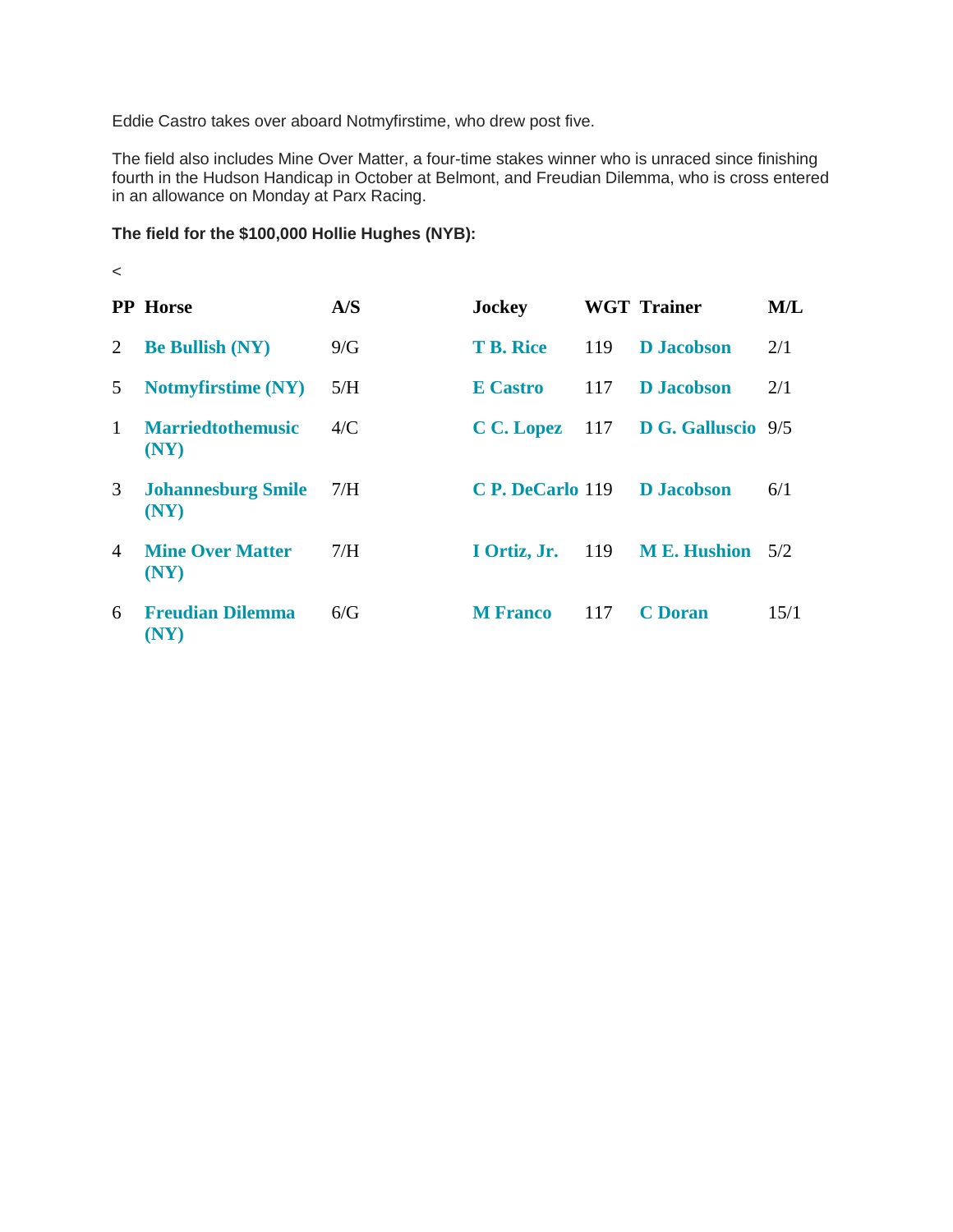Eddie Castro takes over aboard Notmyfirstime, who drew post five.

The field also includes Mine Over Matter, a four-time stakes winner who is unraced since finishing fourth in the Hudson Handicap in October at Belmont, and Freudian Dilemma, who is cross entered in an allowance on Monday at Parx Racing.

**The field for the $100,000 Hollie Hughes (NYB):**

<

| PP | Horse | A/S | Jockey | WGT | Trainer | M/L |
|---|---|---|---|---|---|---|
| 2 | **Be Bullish (NY)** | 9/G | **T B. Rice** | 119 | **D Jacobson** | 2/1 |
| 5 | **Notmyfirstime (NY)** | 5/H | **E Castro** | 117 | **D Jacobson** | 2/1 |
| 1 | **Marriedtothemusic (NY)** | 4/C | **C C. Lopez** | 117 | **D G. Galluscio** | 9/5 |
| 3 | **Johannesburg Smile (NY)** | 7/H | **C P. DeCarlo** | 119 | **D Jacobson** | 6/1 |
| 4 | **Mine Over Matter (NY)** | 7/H | **I Ortiz, Jr.** | 119 | **M E. Hushion** | 5/2 |
| 6 | **Freudian Dilemma (NY)** | 6/G | **M Franco** | 117 | **C Doran** | 15/1 |